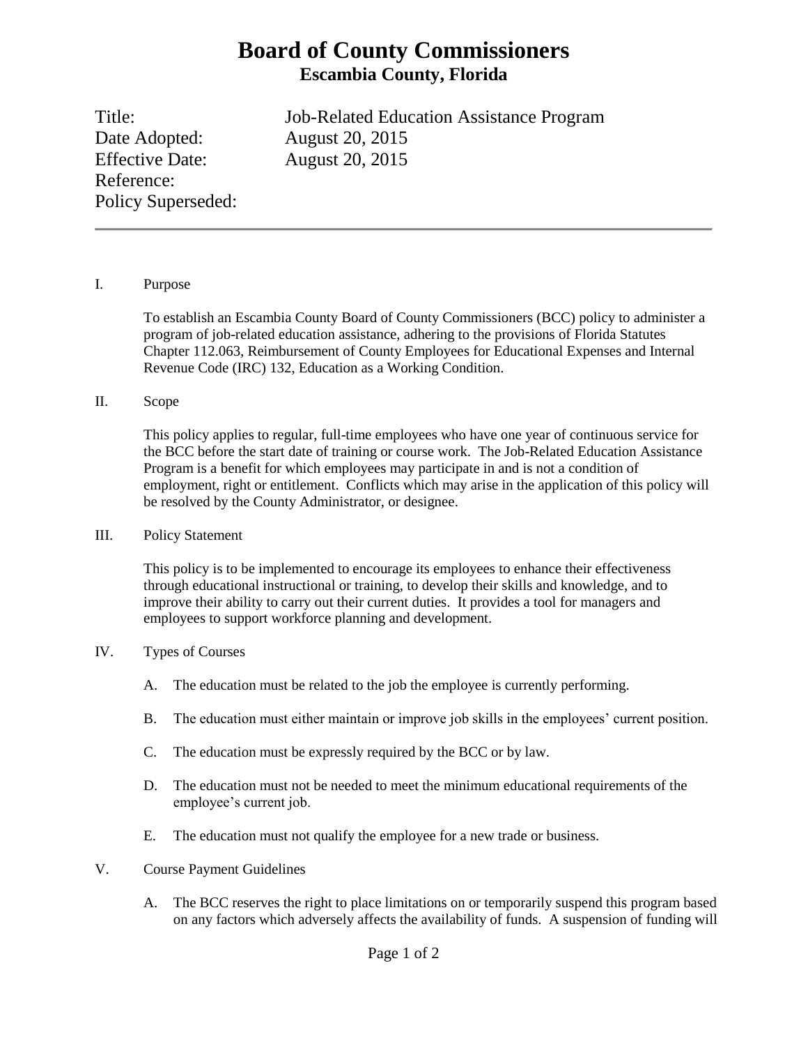# Board of County Commissioners
## Escambia County, Florida

Title: Job-Related Education Assistance Program
Date Adopted: August 20, 2015
Effective Date: August 20, 2015
Reference:
Policy Superseded:

---

I. Purpose

To establish an Escambia County Board of County Commissioners (BCC) policy to administer a program of job-related education assistance, adhering to the provisions of Florida Statutes Chapter 112.063, Reimbursement of County Employees for Educational Expenses and Internal Revenue Code (IRC) 132, Education as a Working Condition.

II. Scope

This policy applies to regular, full-time employees who have one year of continuous service for the BCC before the start date of training or course work. The Job-Related Education Assistance Program is a benefit for which employees may participate in and is not a condition of employment, right or entitlement. Conflicts which may arise in the application of this policy will be resolved by the County Administrator, or designee.

III. Policy Statement

This policy is to be implemented to encourage its employees to enhance their effectiveness through educational instructional or training, to develop their skills and knowledge, and to improve their ability to carry out their current duties. It provides a tool for managers and employees to support workforce planning and development.

IV. Types of Courses

A. The education must be related to the job the employee is currently performing.

B. The education must either maintain or improve job skills in the employees' current position.

C. The education must be expressly required by the BCC or by law.

D. The education must not be needed to meet the minimum educational requirements of the employee's current job.

E. The education must not qualify the employee for a new trade or business.

V. Course Payment Guidelines

A. The BCC reserves the right to place limitations on or temporarily suspend this program based on any factors which adversely affects the availability of funds. A suspension of funding will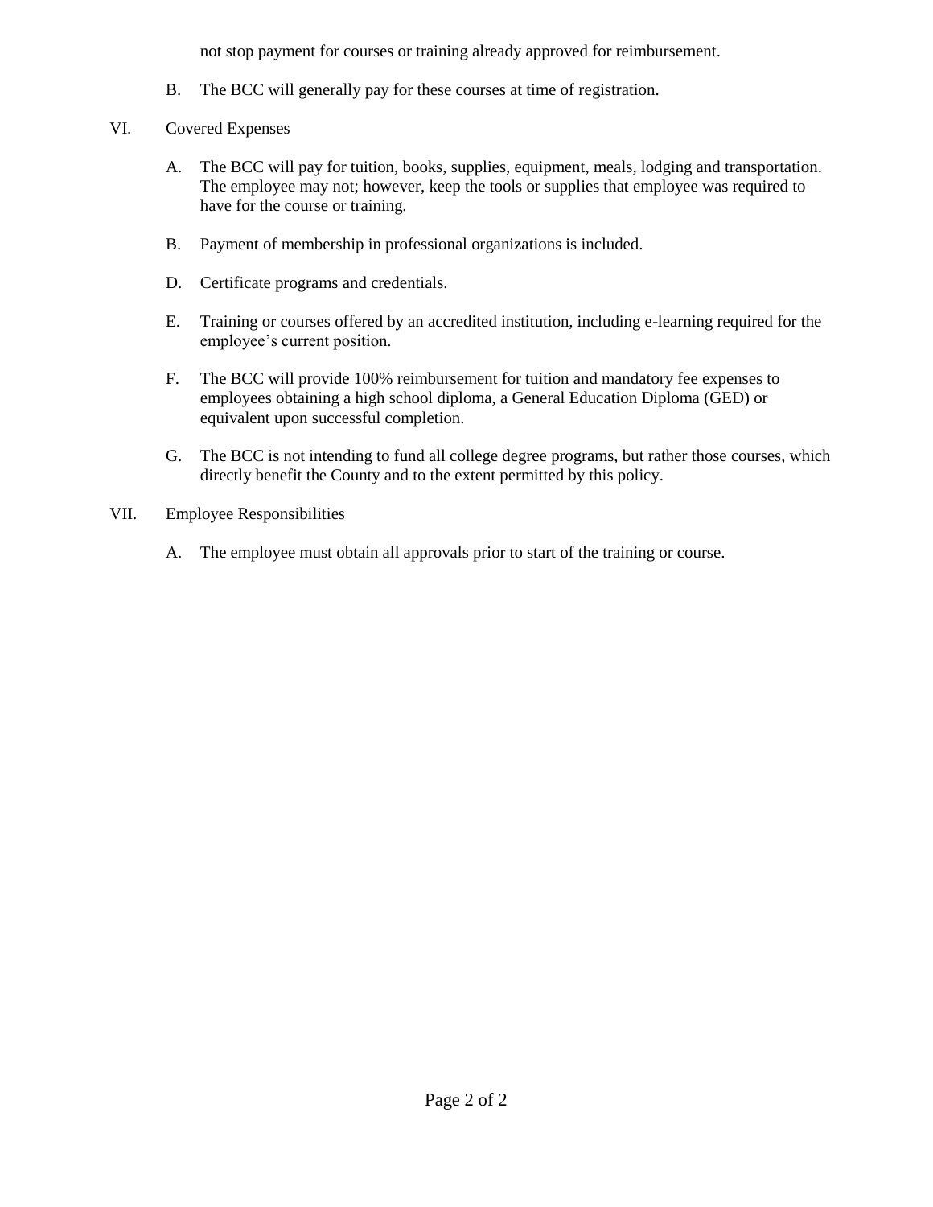not stop payment for courses or training already approved for reimbursement.

B. The BCC will generally pay for these courses at time of registration.

VI. Covered Expenses

A. The BCC will pay for tuition, books, supplies, equipment, meals, lodging and transportation. The employee may not; however, keep the tools or supplies that employee was required to have for the course or training.

B. Payment of membership in professional organizations is included.

D. Certificate programs and credentials.

E. Training or courses offered by an accredited institution, including e-learning required for the employee's current position.

F. The BCC will provide 100% reimbursement for tuition and mandatory fee expenses to employees obtaining a high school diploma, a General Education Diploma (GED) or equivalent upon successful completion.

G. The BCC is not intending to fund all college degree programs, but rather those courses, which directly benefit the County and to the extent permitted by this policy.

VII. Employee Responsibilities

A. The employee must obtain all approvals prior to start of the training or course.